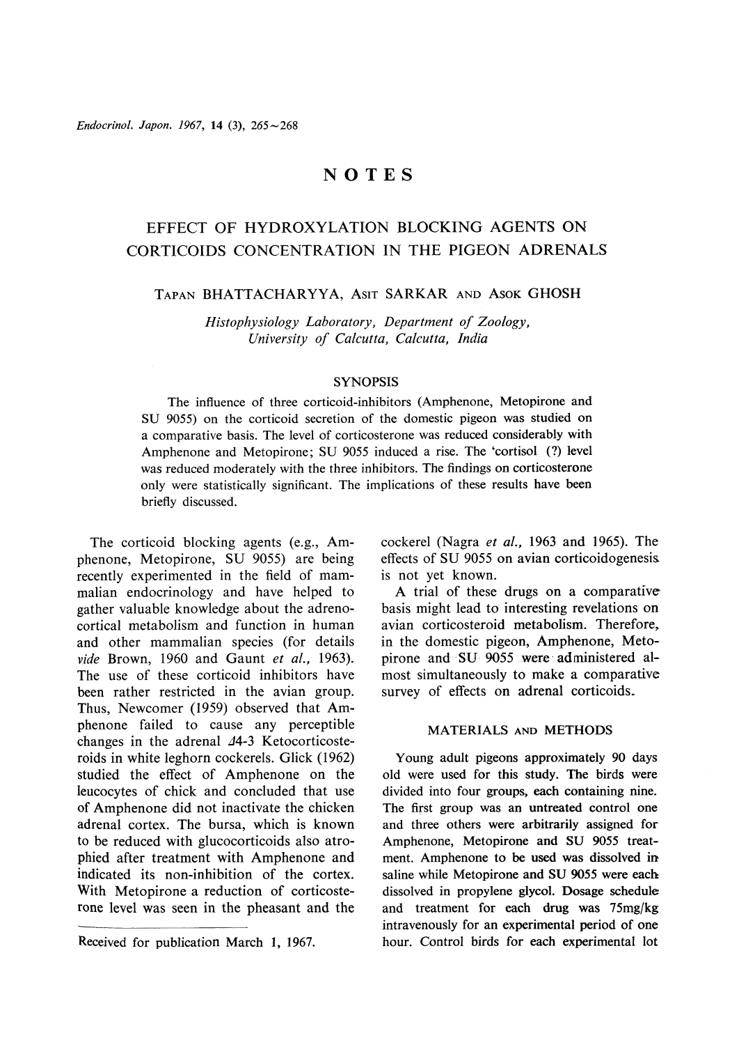# NOTES

## EFFECT OF HYDROXYLATION BLOCKING AGENTS ON CORTICOIDS CONCENTRATION IN THE PIGEON ADRENALS

TAPAN BHATTACHARYYA, ASIT SARKAR AND ASOK GHOSH

*Histophysiology Laboratory, Department of Zoology, University of Calcutta, Calcutta, India*

### SYNOPSIS

The influence of three corticoid-inhibitors (Amphenone, Metopirone and SU 9055) on the corticoid secretion of the domestic pigeon was studied on a comparative basis. The level of corticosterone was reduced considerably with Amphenone and Metopirone; SU 9055 induced a rise. The 'cortisol (?) level was reduced moderately with the three inhibitors. The findings on corticosterone only were statistically significant. The implications of these results have been briefly discussed.

The corticoid blocking agents (e.g., Amphenone, Metopirone, SU 9055) are being recently experimented in the field of mammalian endocrinology and have helped to gather valuable knowledge about the adrenocortical metabolism and function in human and other mammalian species (for details *vide* Brown, 1960 and Gaunt *et al.*, 1963). The use of these corticoid inhibitors have been rather restricted in the avian group. Thus, Newcomer (1959) observed that Amphenone failed to cause any perceptible changes in the adrenal $\Delta$4-3 Ketocorticosteroids in white leghorn cockerels. Glick (1962) studied the effect of Amphenone on the leucocytes of chick and concluded that use of Amphenone did not inactivate the chicken adrenal cortex. The bursa, which is known to be reduced with glucocorticoids also atrophied after treatment with Amphenone and indicated its non-inhibition of the cortex. With Metopirone a reduction of corticosterone level was seen in the pheasant and the cockerel (Nagra *et al.*, 1963 and 1965). The effects of SU 9055 on avian corticoidogenesis is not yet known.

A trial of these drugs on a comparative basis might lead to interesting revelations on avian corticosteroid metabolism. Therefore, in the domestic pigeon, Amphenone, Metopirone and SU 9055 were administered almost simultaneously to make a comparative survey of effects on adrenal corticoids.

### MATERIALS AND METHODS

Young adult pigeons approximately 90 days old were used for this study. The birds were divided into four groups, each containing nine. The first group was an untreated control one and three others were arbitrarily assigned for Amphenone, Metopirone and SU 9055 treatment. Amphenone to be used was dissolved in saline while Metopirone and SU 9055 were each dissolved in propylene glycol. Dosage schedule and treatment for each drug was 75mg/kg intravenously for an experimental period of one hour. Control birds for each experimental lot

Received for publication March 1, 1967.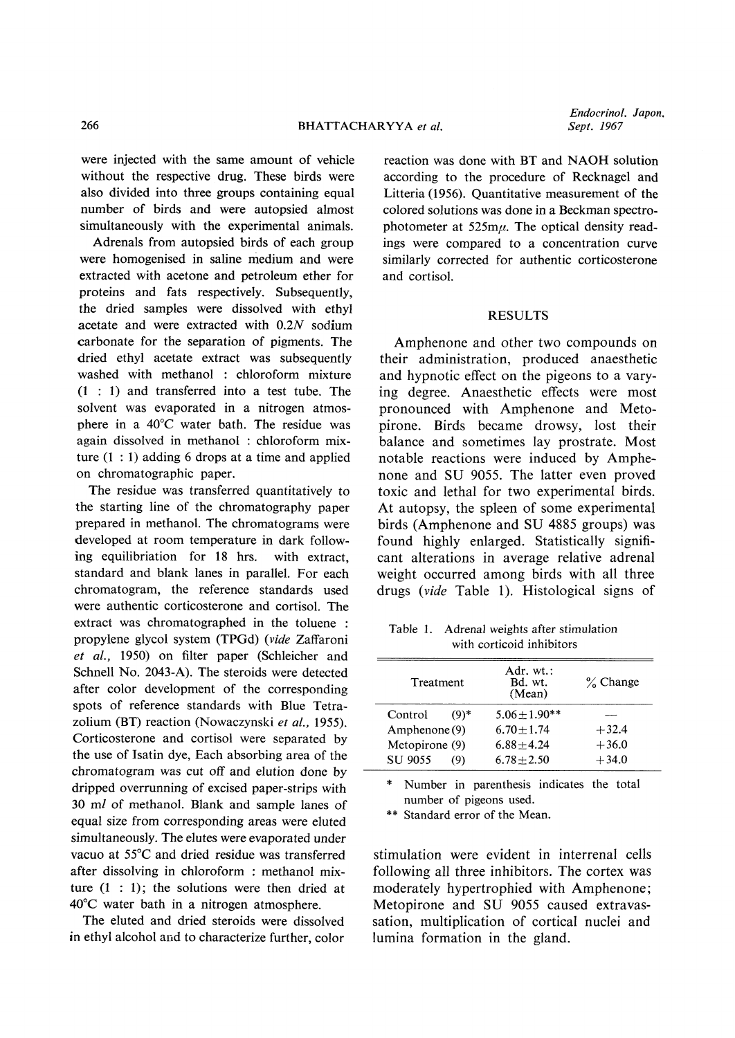were injected with the same amount of vehicle without the respective drug. These birds were also divided into three groups containing equal number of birds and were autopsied almost simultaneously with the experimental animals.

Adrenals from autopsied birds of each group were homogenised in saline medium and were extracted with acetone and petroleum ether for proteins and fats respectively. Subsequently, the dried samples were dissolved with ethyl acetate and were extracted with 0.2*N* sodium carbonate for the separation of pigments. The dried ethyl acetate extract was subsequently washed with methanol : chloroform mixture (1 : 1) and transferred into a test tube. The solvent was evaporated in a nitrogen atmosphere in a 40°C water bath. The residue was again dissolved in methanol : chloroform mixture (1 : 1) adding 6 drops at a time and applied on chromatographic paper.

The residue was transferred quantitatively to the starting line of the chromatography paper prepared in methanol. The chromatograms were developed at room temperature in dark following equilibriation for 18 hrs. with extract, standard and blank lanes in parallel. For each chromatogram, the reference standards used were authentic corticosterone and cortisol. The extract was chromatographed in the toluene : propylene glycol system (TPGd) (*vide* Zaffaroni *et al.*, 1950) on filter paper (Schleicher and Schnell No. 2043-A). The steroids were detected after color development of the corresponding spots of reference standards with Blue Tetrazolium (BT) reaction (Nowaczynski *et al.*, 1955). Corticosterone and cortisol were separated by the use of Isatin dye, Each absorbing area of the chromatogram was cut off and elution done by dripped overrunning of excised paper-strips with 30 *ml* of methanol. Blank and sample lanes of equal size from corresponding areas were eluted simultaneously. The elutes were evaporated under vacuo at 55°C and dried residue was transferred after dissolving in chloroform : methanol mixture (1 : 1); the solutions were then dried at 40°C water bath in a nitrogen atmosphere.

The eluted and dried steroids were dissolved in ethyl alcohol and to characterize further, color reaction was done with BT and NAOH solution according to the procedure of Recknagel and Litteria (1956). Quantitative measurement of the colored solutions was done in a Beckman spectrophotometer at 525m$\mu$. The optical density readings were compared to a concentration curve similarly corrected for authentic corticosterone and cortisol.

## RESULTS

Amphenone and other two compounds on their administration, produced anaesthetic and hypnotic effect on the pigeons to a varying degree. Anaesthetic effects were most pronounced with Amphenone and Metopirone. Birds became drowsy, lost their balance and sometimes lay prostrate. Most notable reactions were induced by Amphenone and SU 9055. The latter even proved toxic and lethal for two experimental birds. At autopsy, the spleen of some experimental birds (Amphenone and SU 4885 groups) was found highly enlarged. Statistically significant alterations in average relative adrenal weight occurred among birds with all three drugs (*vide* Table 1). Histological signs of stimulation were evident in interrenal cells following all three inhibitors. The cortex was moderately hypertrophied with Amphenone; Metopirone and SU 9055 caused extravassation, multiplication of cortical nuclei and lumina formation in the gland.

Table 1. Adrenal weights after stimulation with corticoid inhibitors

| Treatment | Adr. wt.: Bd. wt. (Mean) | % Change |
|---|---|---|
| Control (9)* | 5.06±1.90** | — |
| Amphenone (9) | 6.70±1.74 | +32.4 |
| Metopirone (9) | 6.88±4.24 | +36.0 |
| SU 9055 (9) | 6.78±2.50 | +34.0 |

\* Number in parenthesis indicates the total number of pigeons used.

** Standard error of the Mean.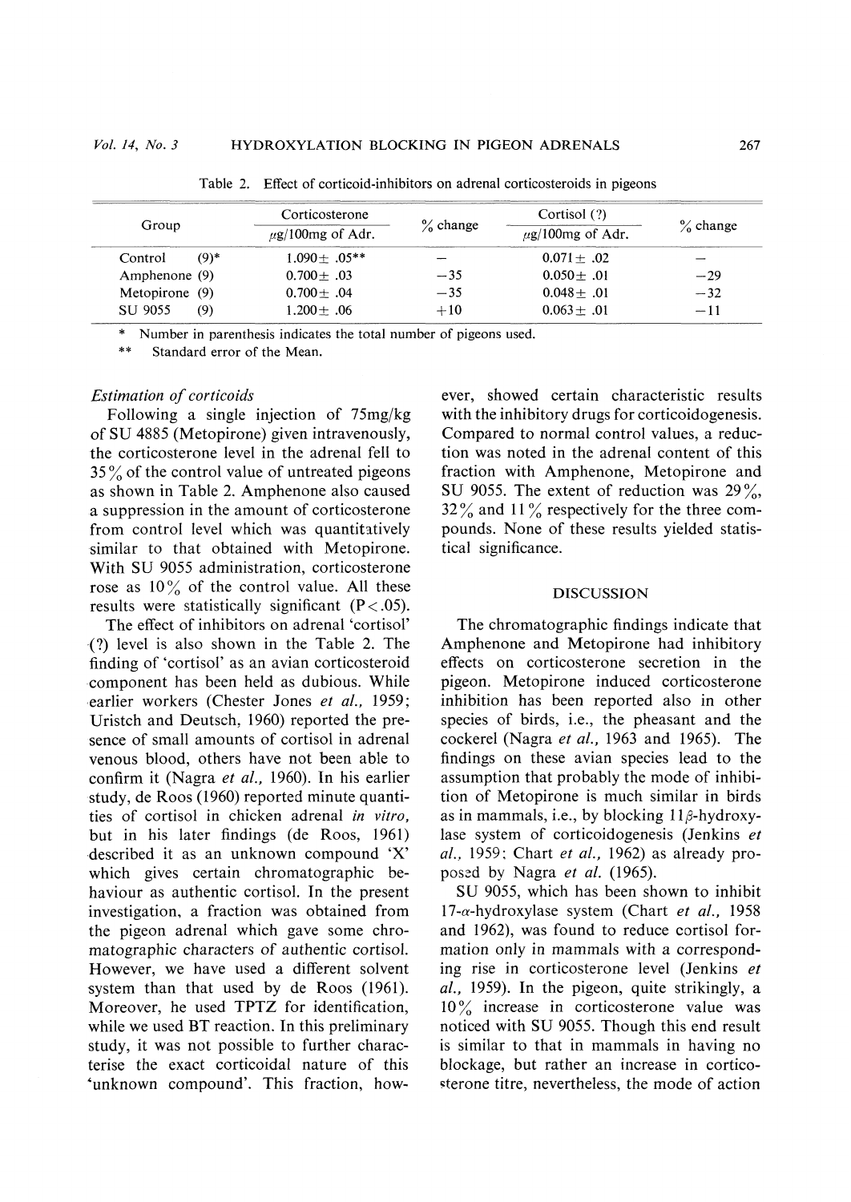Table 2. Effect of corticoid-inhibitors on adrenal corticosteroids in pigeons

| Group | Corticosterone μg/100mg of Adr. | % change | Cortisol (?) μg/100mg of Adr. | % change |
|---|---|---|---|---|
| Control (9)* | 1.090± .05** | — | 0.071± .02 | — |
| Amphenone (9) | 0.700± .03 | −35 | 0.050± .01 | −29 |
| Metopirone (9) | 0.700± .04 | −35 | 0.048± .01 | −32 |
| SU 9055 (9) | 1.200± .06 | +10 | 0.063± .01 | −11 |

\* Number in parenthesis indicates the total number of pigeons used.

\*\* Standard error of the Mean.

### *Estimation of corticoids*

Following a single injection of 75mg/kg of SU 4885 (Metopirone) given intravenously, the corticosterone level in the adrenal fell to 35% of the control value of untreated pigeons as shown in Table 2. Amphenone also caused a suppression in the amount of corticosterone from control level which was quantitatively similar to that obtained with Metopirone. With SU 9055 administration, corticosterone rose as 10% of the control value. All these results were statistically significant ($P < .05$).

The effect of inhibitors on adrenal 'cortisol' (?) level is also shown in the Table 2. The finding of 'cortisol' as an avian corticosteroid component has been held as dubious. While earlier workers (Chester Jones *et al.*, 1959; Uristch and Deutsch, 1960) reported the presence of small amounts of cortisol in adrenal venous blood, others have not been able to confirm it (Nagra *et al.*, 1960). In his earlier study, de Roos (1960) reported minute quantities of cortisol in chicken adrenal *in vitro*, but in his later findings (de Roos, 1961) described it as an unknown compound 'X' which gives certain chromatographic behaviour as authentic cortisol. In the present investigation, a fraction was obtained from the pigeon adrenal which gave some chromatographic characters of authentic cortisol. However, we have used a different solvent system than that used by de Roos (1961). Moreover, he used TPTZ for identification, while we used BT reaction. In this preliminary study, it was not possible to further characterise the exact corticoidal nature of this 'unknown compound'. This fraction, however, showed certain characteristic results with the inhibitory drugs for corticoidogenesis. Compared to normal control values, a reduction was noted in the adrenal content of this fraction with Amphenone, Metopirone and SU 9055. The extent of reduction was 29%, 32% and 11% respectively for the three compounds. None of these results yielded statistical significance.

## DISCUSSION

The chromatographic findings indicate that Amphenone and Metopirone had inhibitory effects on corticosterone secretion in the pigeon. Metopirone induced corticosterone inhibition has been reported also in other species of birds, i.e., the pheasant and the cockerel (Nagra *et al.*, 1963 and 1965). The findings on these avian species lead to the assumption that probably the mode of inhibition of Metopirone is much similar in birds as in mammals, i.e., by blocking 11$\beta$-hydroxylase system of corticoidogenesis (Jenkins *et al.*, 1959; Chart *et al.*, 1962) as already proposed by Nagra *et al.* (1965).

SU 9055, which has been shown to inhibit 17-$\alpha$-hydroxylase system (Chart *et al.*, 1958 and 1962), was found to reduce cortisol formation only in mammals with a corresponding rise in corticosterone level (Jenkins *et al.*, 1959). In the pigeon, quite strikingly, a 10% increase in corticosterone value was noticed with SU 9055. Though this end result is similar to that in mammals in having no blockage, but rather an increase in corticosterone titre, nevertheless, the mode of action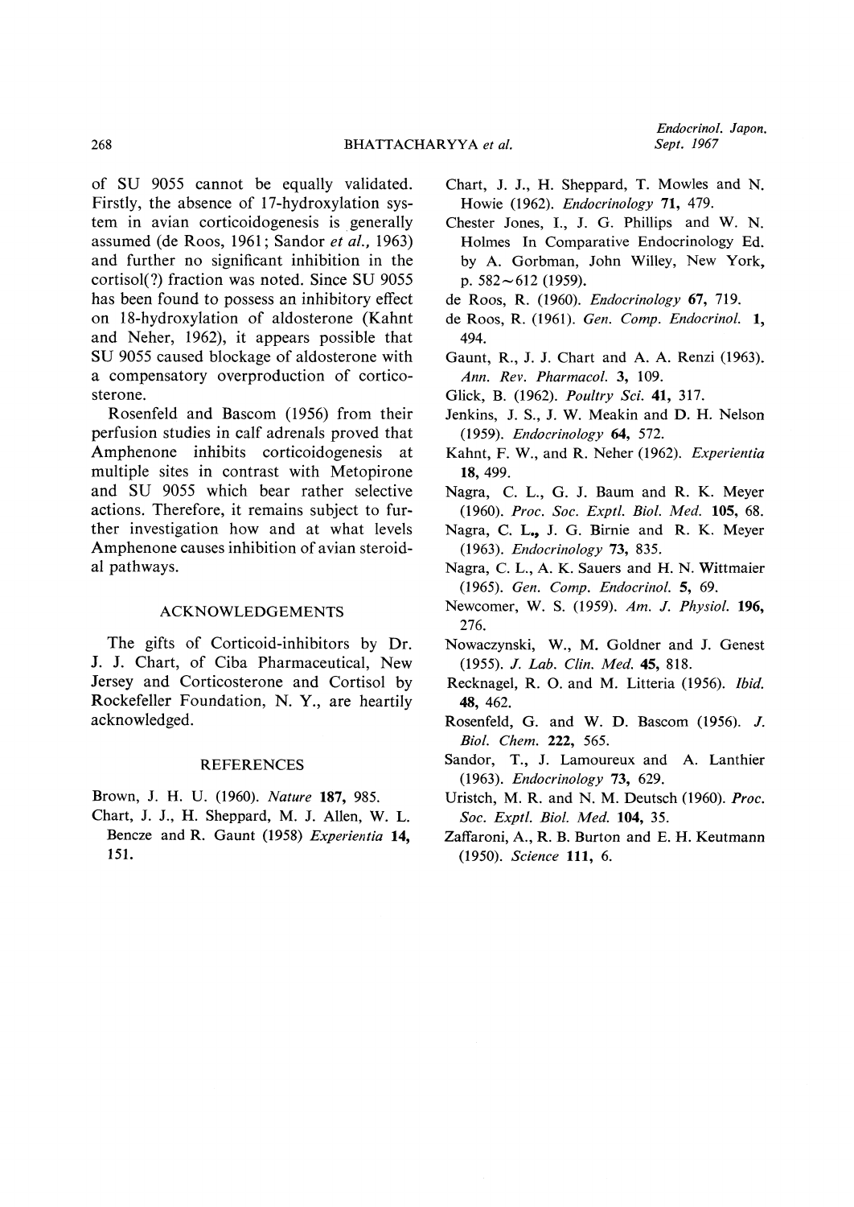of SU 9055 cannot be equally validated. Firstly, the absence of 17-hydroxylation system in avian corticoidogenesis is generally assumed (de Roos, 1961; Sandor *et al.*, 1963) and further no significant inhibition in the cortisol(?) fraction was noted. Since SU 9055 has been found to possess an inhibitory effect on 18-hydroxylation of aldosterone (Kahnt and Neher, 1962), it appears possible that SU 9055 caused blockage of aldosterone with a compensatory overproduction of corticosterone.

Rosenfeld and Bascom (1956) from their perfusion studies in calf adrenals proved that Amphenone inhibits corticoidogenesis at multiple sites in contrast with Metopirone and SU 9055 which bear rather selective actions. Therefore, it remains subject to further investigation how and at what levels Amphenone causes inhibition of avian steroidal pathways.

## ACKNOWLEDGEMENTS

The gifts of Corticoid-inhibitors by Dr. J. J. Chart, of Ciba Pharmaceutical, New Jersey and Corticosterone and Cortisol by Rockefeller Foundation, N. Y., are heartily acknowledged.

## REFERENCES

Brown, J. H. U. (1960). *Nature* **187**, 985.

Chart, J. J., H. Sheppard, M. J. Allen, W. L. Bencze and R. Gaunt (1958) *Experientia* **14**, 151.

Chart, J. J., H. Sheppard, T. Mowles and N. Howie (1962). *Endocrinology* **71**, 479.

Chester Jones, I., J. G. Phillips and W. N. Holmes In Comparative Endocrinology Ed. by A. Gorbman, John Willey, New York, p. 582～612 (1959).

de Roos, R. (1960). *Endocrinology* **67**, 719.

de Roos, R. (1961). *Gen. Comp. Endocrinol.* **1**, 494.

Gaunt, R., J. J. Chart and A. A. Renzi (1963). *Ann. Rev. Pharmacol.* **3**, 109.

Glick, B. (1962). *Poultry Sci.* **41**, 317.

Jenkins, J. S., J. W. Meakin and D. H. Nelson (1959). *Endocrinology* **64**, 572.

Kahnt, F. W., and R. Neher (1962). *Experientia* **18**, 499.

Nagra, C. L., G. J. Baum and R. K. Meyer (1960). *Proc. Soc. Exptl. Biol. Med.* **105**, 68.

Nagra, C. L., J. G. Birnie and R. K. Meyer (1963). *Endocrinology* **73**, 835.

Nagra, C. L., A. K. Sauers and H. N. Wittmaier (1965). *Gen. Comp. Endocrinol.* **5**, 69.

Newcomer, W. S. (1959). *Am. J. Physiol.* **196**, 276.

Nowaczynski, W., M. Goldner and J. Genest (1955). *J. Lab. Clin. Med.* **45**, 818.

Recknagel, R. O. and M. Litteria (1956). *Ibid.* **48**, 462.

Rosenfeld, G. and W. D. Bascom (1956). *J. Biol. Chem.* **222**, 565.

Sandor, T., J. Lamoureux and A. Lanthier (1963). *Endocrinology* **73**, 629.

Uristch, M. R. and N. M. Deutsch (1960). *Proc. Soc. Exptl. Biol. Med.* **104**, 35.

Zaffaroni, A., R. B. Burton and E. H. Keutmann (1950). *Science* **111**, 6.